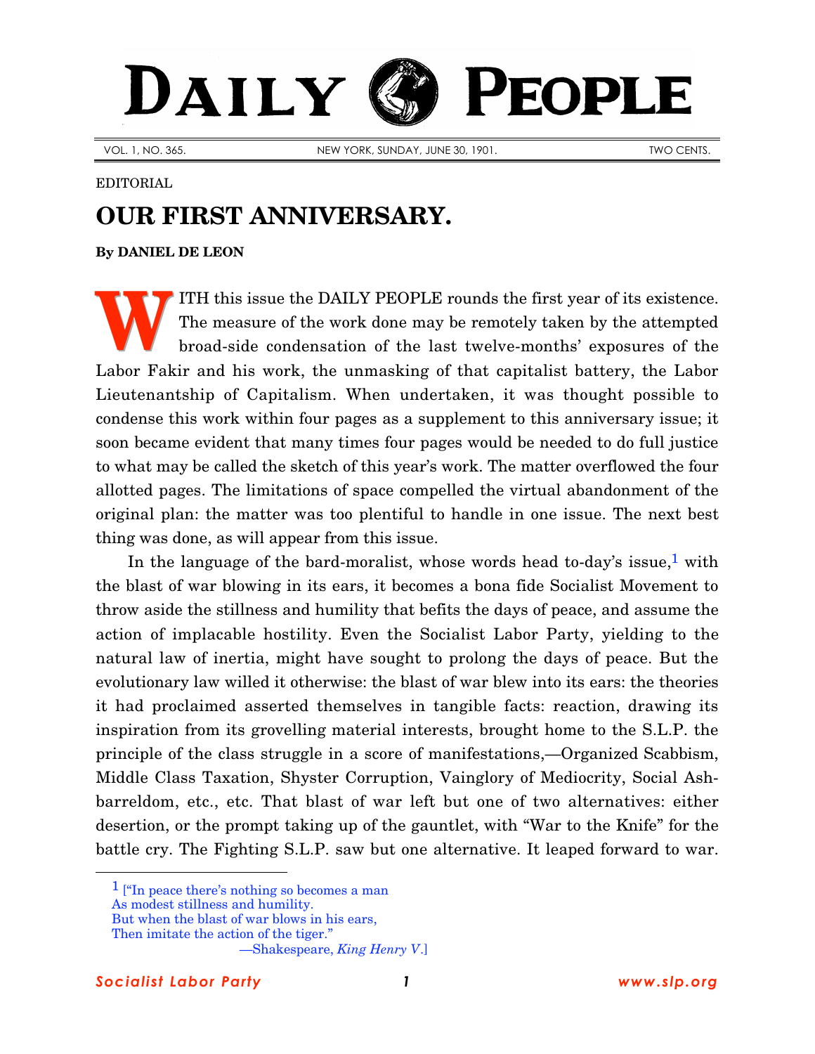# DAILY PEOPLE

VOL. 1, NO. 365. NEW YORK, SUNDAY, JUNE 30, 1901. TWO CENTS.

EDITORIAL

## OUR FIRST ANNIVERSARY.

**By DANIEL DE LEON**

WITH this issue the DAILY PEOPLE rounds the first year of its existence. The measure of the work done may be remotely taken by the attempted broad-side condensation of the last twelve-months' exposures of the Labor Fakir and his work, the unmasking of that capitalist battery, the Labor Lieutenantship of Capitalism. When undertaken, it was thought possible to condense this work within four pages as a supplement to this anniversary issue; it soon became evident that many times four pages would be needed to do full justice to what may be called the sketch of this year's work. The matter overflowed the four allotted pages. The limitations of space compelled the virtual abandonment of the original plan: the matter was too plentiful to handle in one issue. The next best thing was done, as will appear from this issue.

In the language of the bard-moralist, whose words head to-day's issue,[1] with the blast of war blowing in its ears, it becomes a bona fide Socialist Movement to throw aside the stillness and humility that befits the days of peace, and assume the action of implacable hostility. Even the Socialist Labor Party, yielding to the natural law of inertia, might have sought to prolong the days of peace. But the evolutionary law willed it otherwise: the blast of war blew into its ears: the theories it had proclaimed asserted themselves in tangible facts: reaction, drawing its inspiration from its grovelling material interests, brought home to the S.L.P. the principle of the class struggle in a score of manifestations,—Organized Scabbism, Middle Class Taxation, Shyster Corruption, Vainglory of Mediocrity, Social Ash-barreldom, etc., etc. That blast of war left but one of two alternatives: either desertion, or the prompt taking up of the gauntlet, with "War to the Knife" for the battle cry. The Fighting S.L.P. saw but one alternative. It leaped forward to war.

---

[1] ["In peace there's nothing so becomes a man
As modest stillness and humility.
But when the blast of war blows in his ears,
Then imitate the action of the tiger."
—Shakespeare, *King Henry V*.]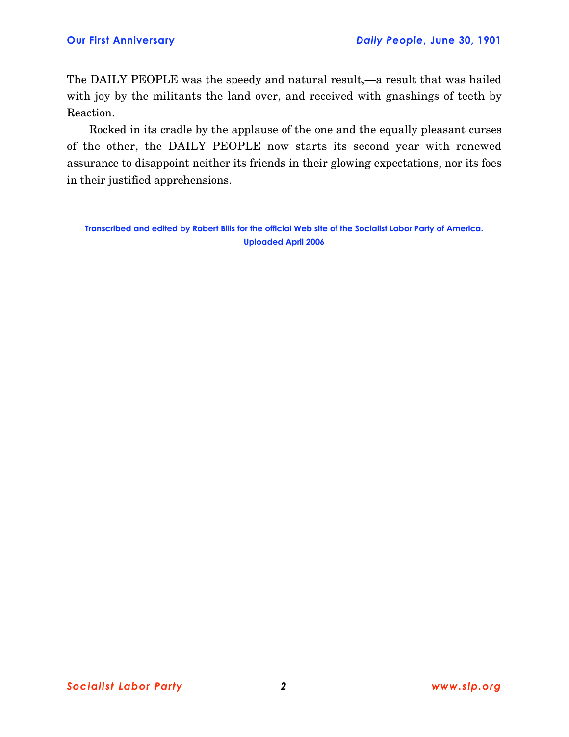The DAILY PEOPLE was the speedy and natural result,—a result that was hailed with joy by the militants the land over, and received with gnashings of teeth by Reaction.

Rocked in its cradle by the applause of the one and the equally pleasant curses of the other, the DAILY PEOPLE now starts its second year with renewed assurance to disappoint neither its friends in their glowing expectations, nor its foes in their justified apprehensions.

**Transcribed and edited by Robert Bills for the official Web site of the Socialist Labor Party of America.**
**Uploaded April 2006**